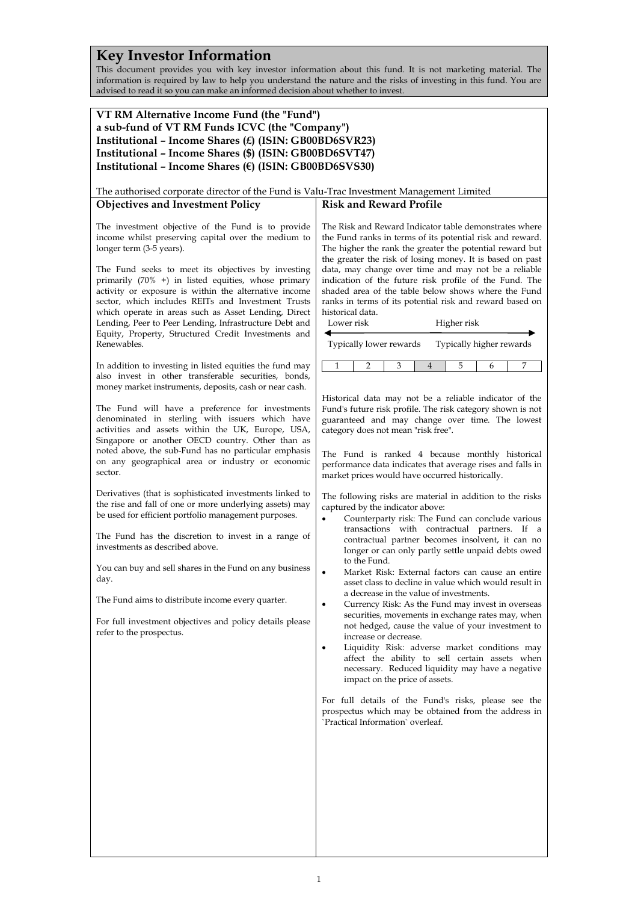# Key Investor Information

This document provides you with key investor information about this fund. It is not marketing material. The information is required by law to help you understand the nature and the risks of investing in this fund. You are advised to read it so you can make an informed decision about whether to invest.

**VT RM Alternative Income Fund (the "Fund")**
**a sub-fund of VT RM Funds ICVC (the "Company")**
**Institutional – Income Shares (£) (ISIN: GB00BD6SVR23)**
**Institutional – Income Shares ($) (ISIN: GB00BD6SVT47)**
**Institutional – Income Shares (€) (ISIN: GB00BD6SVS30)**

The authorised corporate director of the Fund is Valu-Trac Investment Management Limited

## Objectives and Investment Policy

The investment objective of the Fund is to provide income whilst preserving capital over the medium to longer term (3-5 years).

The Fund seeks to meet its objectives by investing primarily (70% +) in listed equities, whose primary activity or exposure is within the alternative income sector, which includes REITs and Investment Trusts which operate in areas such as Asset Lending, Direct Lending, Peer to Peer Lending, Infrastructure Debt and Equity, Property, Structured Credit Investments and Renewables.

In addition to investing in listed equities the fund may also invest in other transferable securities, bonds, money market instruments, deposits, cash or near cash.

The Fund will have a preference for investments denominated in sterling with issuers which have activities and assets within the UK, Europe, USA, Singapore or another OECD country. Other than as noted above, the sub-Fund has no particular emphasis on any geographical area or industry or economic sector.

Derivatives (that is sophisticated investments linked to the rise and fall of one or more underlying assets) may be used for efficient portfolio management purposes.

The Fund has the discretion to invest in a range of investments as described above.

You can buy and sell shares in the Fund on any business day.

The Fund aims to distribute income every quarter.

For full investment objectives and policy details please refer to the prospectus.

## Risk and Reward Profile

The Risk and Reward Indicator table demonstrates where the Fund ranks in terms of its potential risk and reward. The higher the rank the greater the potential reward but the greater the risk of losing money. It is based on past data, may change over time and may not be a reliable indication of the future risk profile of the Fund. The shaded area of the table below shows where the Fund ranks in terms of its potential risk and reward based on historical data.

Lower risk ← → Higher risk

Typically lower rewards — Typically higher rewards

| 1 | 2 | 3 | **4** | 5 | 6 | 7 |
|---|---|---|---|---|---|---|

Historical data may not be a reliable indicator of the Fund's future risk profile. The risk category shown is not guaranteed and may change over time. The lowest category does not mean "risk free".

The Fund is ranked 4 because monthly historical performance data indicates that average rises and falls in market prices would have occurred historically.

The following risks are material in addition to the risks captured by the indicator above:

- Counterparty risk: The Fund can conclude various transactions with contractual partners. If a contractual partner becomes insolvent, it can no longer or can only partly settle unpaid debts owed to the Fund.
- Market Risk: External factors can cause an entire asset class to decline in value which would result in a decrease in the value of investments.
- Currency Risk: As the Fund may invest in overseas securities, movements in exchange rates may, when not hedged, cause the value of your investment to increase or decrease.
- Liquidity Risk: adverse market conditions may affect the ability to sell certain assets when necessary. Reduced liquidity may have a negative impact on the price of assets.

For full details of the Fund's risks, please see the prospectus which may be obtained from the address in `Practical Information` overleaf.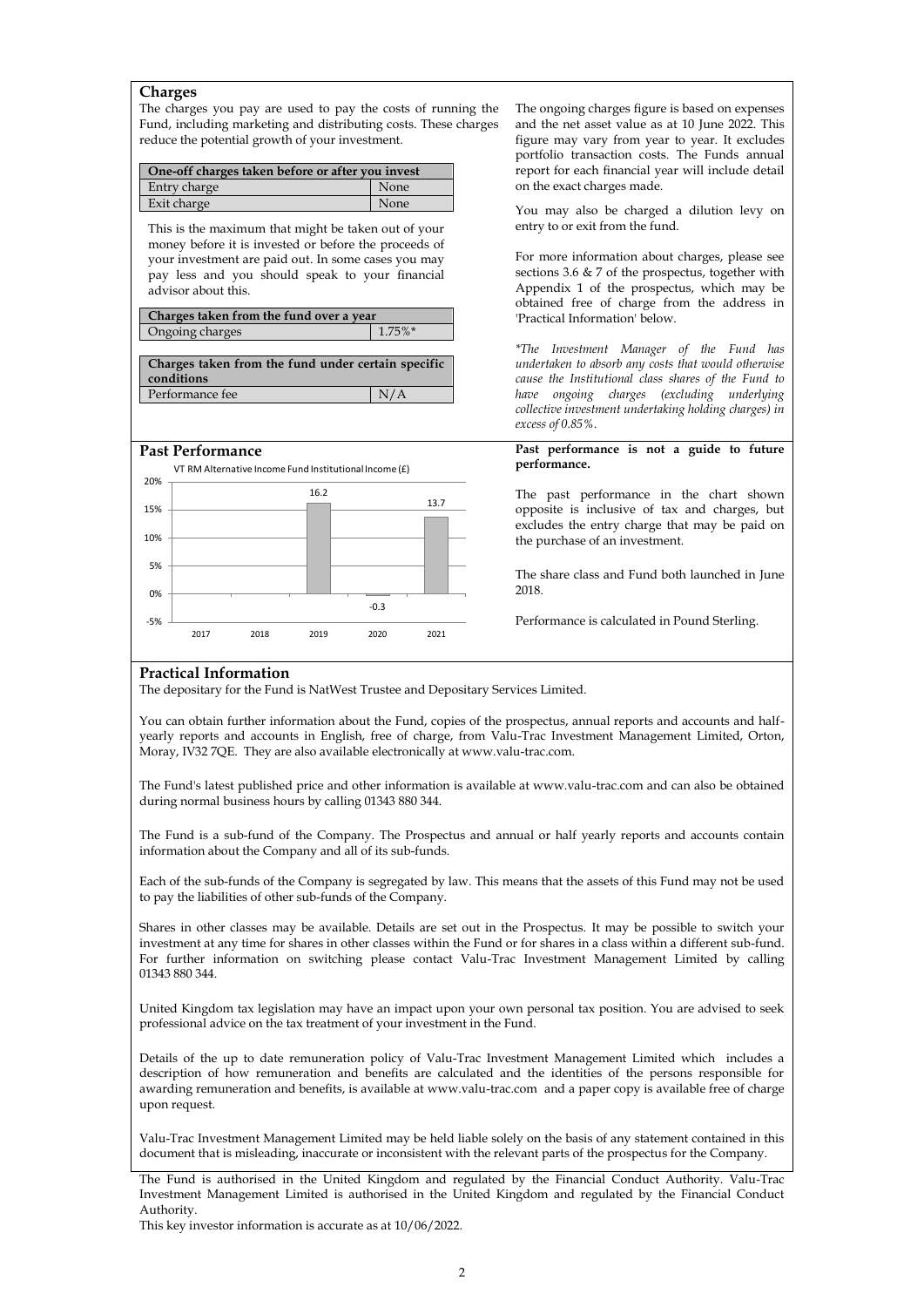## Charges

The charges you pay are used to pay the costs of running the Fund, including marketing and distributing costs. These charges reduce the potential growth of your investment.

| One-off charges taken before or after you invest | |
|---|---|
| Entry charge | None |
| Exit charge | None |

This is the maximum that might be taken out of your money before it is invested or before the proceeds of your investment are paid out. In some cases you may pay less and you should speak to your financial advisor about this.

| Charges taken from the fund over a year | |
|---|---|
| Ongoing charges | 1.75%* |

| Charges taken from the fund under certain specific conditions | |
|---|---|
| Performance fee | N/A |

The ongoing charges figure is based on expenses and the net asset value as at 10 June 2022. This figure may vary from year to year. It excludes portfolio transaction costs. The Funds annual report for each financial year will include detail on the exact charges made.

You may also be charged a dilution levy on entry to or exit from the fund.

For more information about charges, please see sections 3.6 & 7 of the prospectus, together with Appendix 1 of the prospectus, which may be obtained free of charge from the address in 'Practical Information' below.

*\*The Investment Manager of the Fund has undertaken to absorb any costs that would otherwise cause the Institutional class shares of the Fund to have ongoing charges (excluding underlying collective investment undertaking holding charges) in excess of 0.85%.*

## Past Performance

VT RM Alternative Income Fund Institutional Income (£)

20%
15%
10%
5%
0%
-5%

2017 2018 2019 2020 2021

16.2
-0.3
13.7

**Past performance is not a guide to future performance.**

The past performance in the chart shown opposite is inclusive of tax and charges, but excludes the entry charge that may be paid on the purchase of an investment.

The share class and Fund both launched in June 2018.

Performance is calculated in Pound Sterling.

## Practical Information

The depositary for the Fund is NatWest Trustee and Depositary Services Limited.

You can obtain further information about the Fund, copies of the prospectus, annual reports and accounts and half-yearly reports and accounts in English, free of charge, from Valu-Trac Investment Management Limited, Orton, Moray, IV32 7QE. They are also available electronically at www.valu-trac.com.

The Fund's latest published price and other information is available at www.valu-trac.com and can also be obtained during normal business hours by calling 01343 880 344.

The Fund is a sub-fund of the Company. The Prospectus and annual or half yearly reports and accounts contain information about the Company and all of its sub-funds.

Each of the sub-funds of the Company is segregated by law. This means that the assets of this Fund may not be used to pay the liabilities of other sub-funds of the Company.

Shares in other classes may be available. Details are set out in the Prospectus. It may be possible to switch your investment at any time for shares in other classes within the Fund or for shares in a class within a different sub-fund. For further information on switching please contact Valu-Trac Investment Management Limited by calling 01343 880 344.

United Kingdom tax legislation may have an impact upon your own personal tax position. You are advised to seek professional advice on the tax treatment of your investment in the Fund.

Details of the up to date remuneration policy of Valu-Trac Investment Management Limited which includes a description of how remuneration and benefits are calculated and the identities of the persons responsible for awarding remuneration and benefits, is available at www.valu-trac.com and a paper copy is available free of charge upon request.

Valu-Trac Investment Management Limited may be held liable solely on the basis of any statement contained in this document that is misleading, inaccurate or inconsistent with the relevant parts of the prospectus for the Company.

The Fund is authorised in the United Kingdom and regulated by the Financial Conduct Authority. Valu-Trac Investment Management Limited is authorised in the United Kingdom and regulated by the Financial Conduct Authority.

This key investor information is accurate as at 10/06/2022.